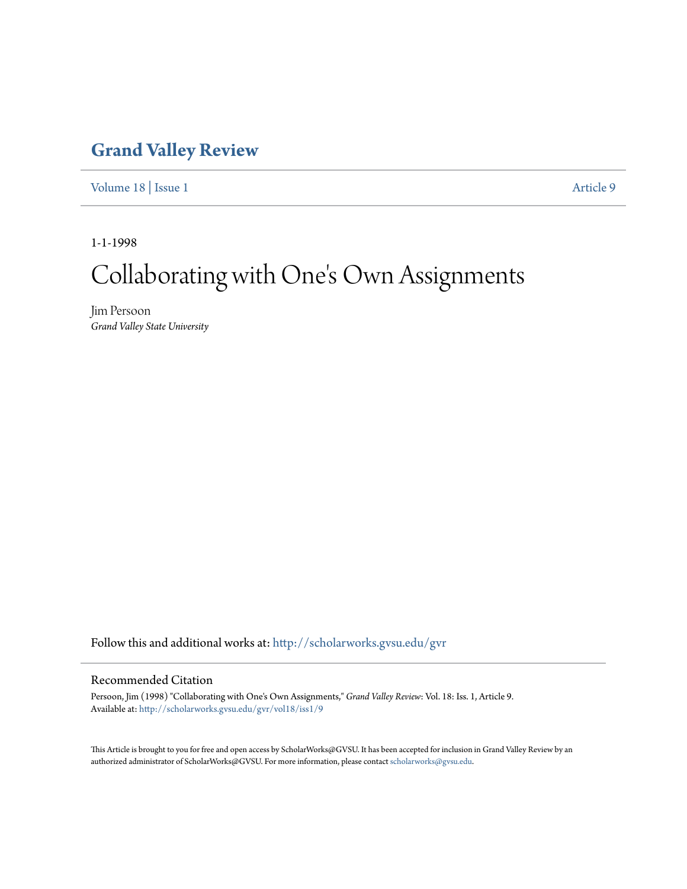# Grand Valley Review

Volume 18 | Issue 1 — Article 9

1-1-1998

# Collaborating with One's Own Assignments

Jim Persoon
*Grand Valley State University*

Follow this and additional works at: http://scholarworks.gvsu.edu/gvr

## Recommended Citation

Persoon, Jim (1998) "Collaborating with One's Own Assignments," *Grand Valley Review*: Vol. 18: Iss. 1, Article 9.
Available at: http://scholarworks.gvsu.edu/gvr/vol18/iss1/9

This Article is brought to you for free and open access by ScholarWorks@GVSU. It has been accepted for inclusion in Grand Valley Review by an authorized administrator of ScholarWorks@GVSU. For more information, please contact scholarworks@gvsu.edu.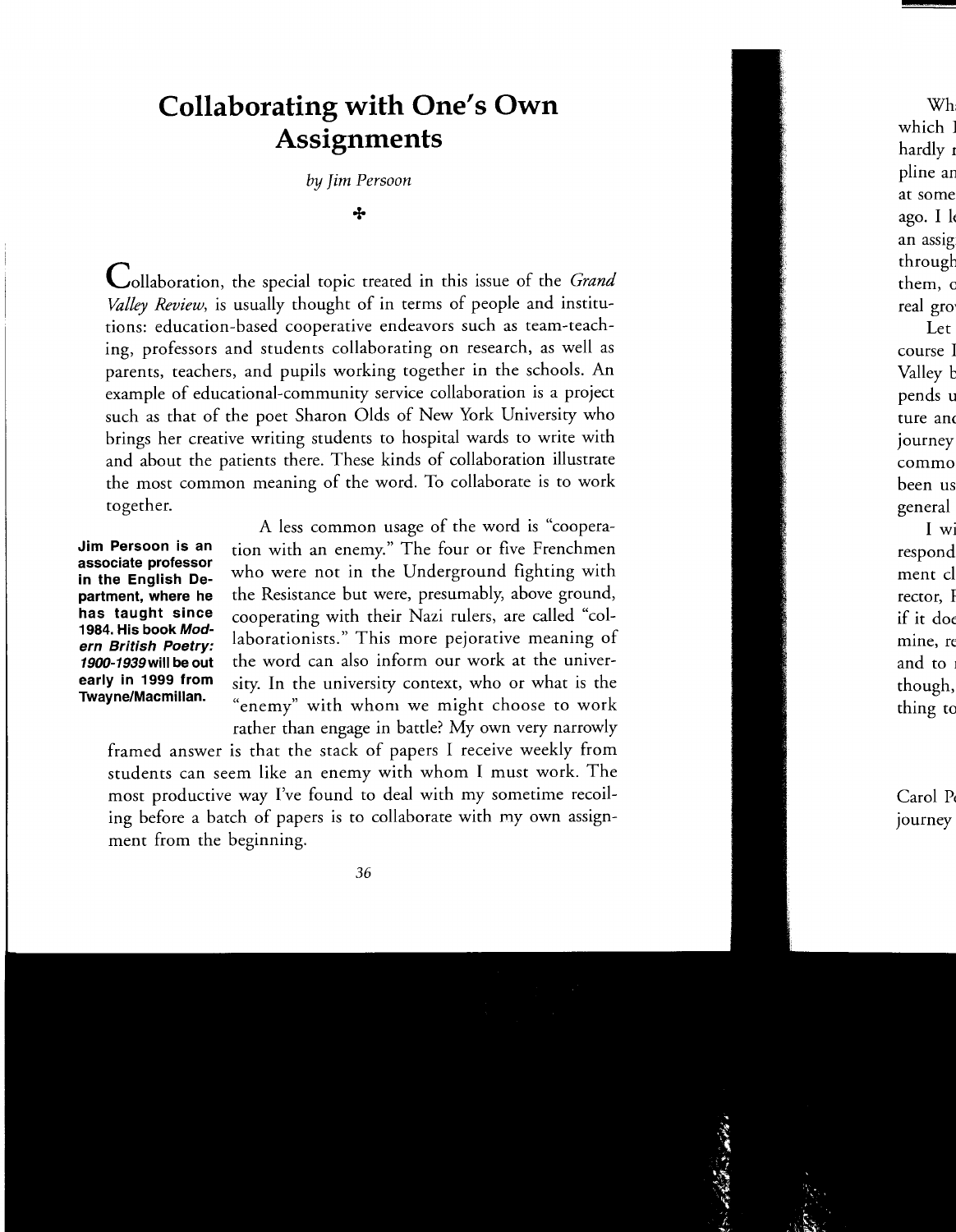# Collaborating with One's Own Assignments

*by Jim Persoon*

✣

Collaboration, the special topic treated in this issue of the *Grand Valley Review*, is usually thought of in terms of people and institutions: education-based cooperative endeavors such as team-teaching, professors and students collaborating on research, as well as parents, teachers, and pupils working together in the schools. An example of educational-community service collaboration is a project such as that of the poet Sharon Olds of New York University who brings her creative writing students to hospital wards to write with and about the patients there. These kinds of collaboration illustrate the most common meaning of the word. To collaborate is to work together.

**Jim Persoon is an associate professor in the English Department, where he has taught since 1984. His book *Modern British Poetry: 1900-1939* will be out early in 1999 from Twayne/Macmillan.**

A less common usage of the word is "cooperation with an enemy." The four or five Frenchmen who were not in the Underground fighting with the Resistance but were, presumably, above ground, cooperating with their Nazi rulers, are called "collaborationists." This more pejorative meaning of the word can also inform our work at the university. In the university context, who or what is the "enemy" with whom we might choose to work rather than engage in battle? My own very narrowly framed answer is that the stack of papers I receive weekly from students can seem like an enemy with whom I must work. The most productive way I've found to deal with my sometime recoiling before a batch of papers is to collaborate with my own assignment from the beginning.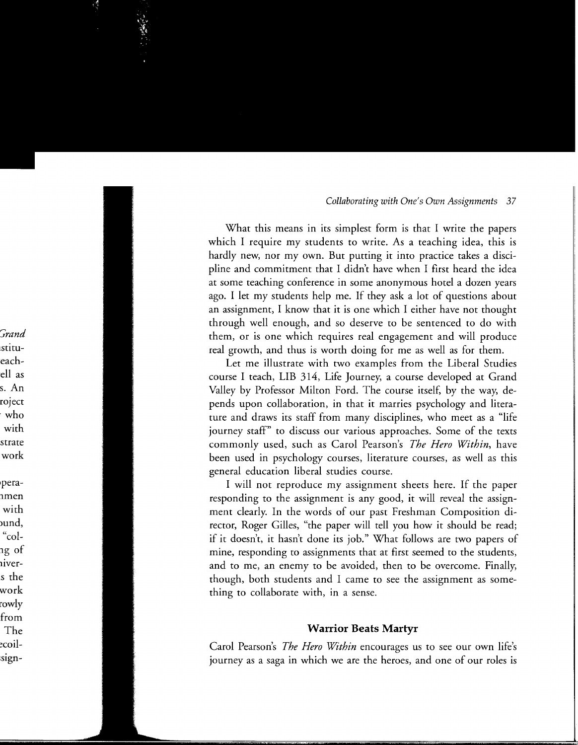What this means in its simplest form is that I write the papers which I require my students to write. As a teaching idea, this is hardly new, nor my own. But putting it into practice takes a discipline and commitment that I didn't have when I first heard the idea at some teaching conference in some anonymous hotel a dozen years ago. I let my students help me. If they ask a lot of questions about an assignment, I know that it is one which I either have not thought through well enough, and so deserve to be sentenced to do with them, or is one which requires real engagement and will produce real growth, and thus is worth doing for me as well as for them.

Let me illustrate with two examples from the Liberal Studies course I teach, LIB 314, Life Journey, a course developed at Grand Valley by Professor Milton Ford. The course itself, by the way, depends upon collaboration, in that it marries psychology and literature and draws its staff from many disciplines, who meet as a "life journey staff" to discuss our various approaches. Some of the texts commonly used, such as Carol Pearson's *The Hero Within*, have been used in psychology courses, literature courses, as well as this general education liberal studies course.

I will not reproduce my assignment sheets here. If the paper responding to the assignment is any good, it will reveal the assignment clearly. In the words of our past Freshman Composition director, Roger Gilles, "the paper will tell you how it should be read; if it doesn't, it hasn't done its job." What follows are two papers of mine, responding to assignments that at first seemed to the students, and to me, an enemy to be avoided, then to be overcome. Finally, though, both students and I came to see the assignment as something to collaborate with, in a sense.

## Warrior Beats Martyr

Carol Pearson's *The Hero Within* encourages us to see our own life's journey as a saga in which we are the heroes, and one of our roles is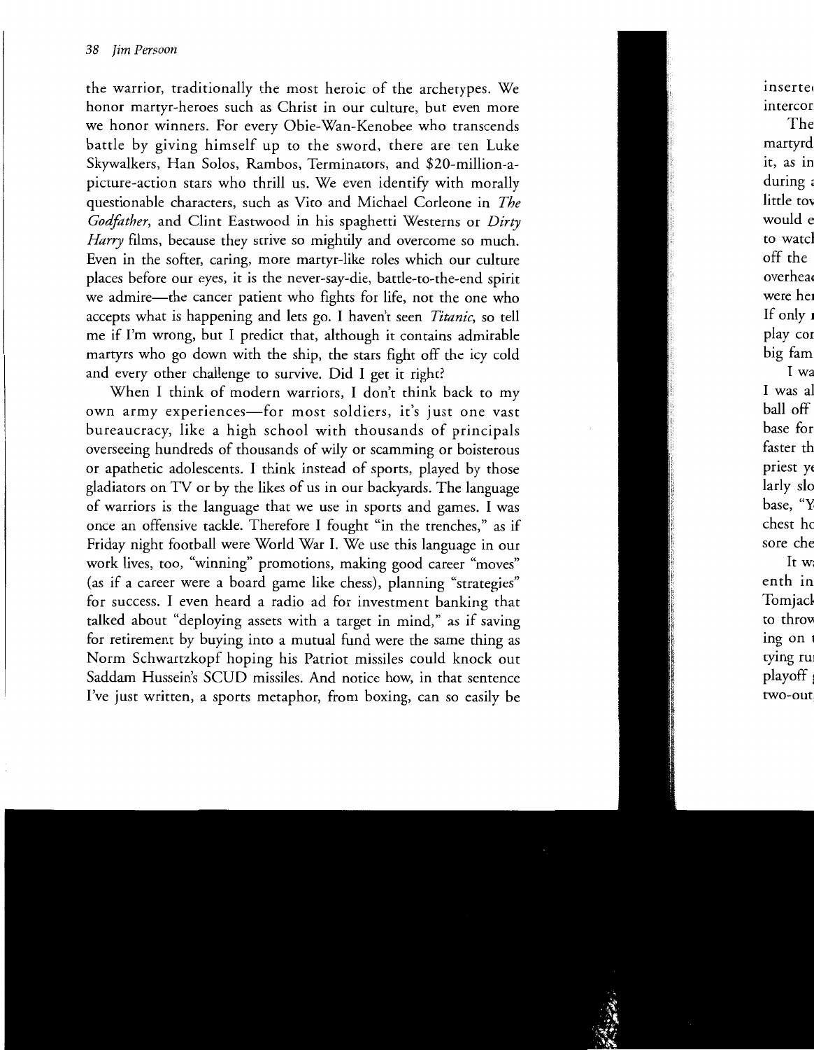the warrior, traditionally the most heroic of the archetypes. We honor martyr-heroes such as Christ in our culture, but even more we honor winners. For every Obie-Wan-Kenobee who transcends battle by giving himself up to the sword, there are ten Luke Skywalkers, Han Solos, Rambos, Terminators, and $20-million-a-picture-action stars who thrill us. We even identify with morally questionable characters, such as Vito and Michael Corleone in *The Godfather*, and Clint Eastwood in his spaghetti Westerns or *Dirty Harry* films, because they strive so mightily and overcome so much. Even in the softer, caring, more martyr-like roles which our culture places before our eyes, it is the never-say-die, battle-to-the-end spirit we admire—the cancer patient who fights for life, not the one who accepts what is happening and lets go. I haven't seen *Titanic*, so tell me if I'm wrong, but I predict that, although it contains admirable martyrs who go down with the ship, the stars fight off the icy cold and every other challenge to survive. Did I get it right?

When I think of modern warriors, I don't think back to my own army experiences—for most soldiers, it's just one vast bureaucracy, like a high school with thousands of principals overseeing hundreds of thousands of wily or scamming or boisterous or apathetic adolescents. I think instead of sports, played by those gladiators on TV or by the likes of us in our backyards. The language of warriors is the language that we use in sports and games. I was once an offensive tackle. Therefore I fought "in the trenches," as if Friday night football were World War I. We use this language in our work lives, too, "winning" promotions, making good career "moves" (as if a career were a board game like chess), planning "strategies" for success. I even heard a radio ad for investment banking that talked about "deploying assets with a target in mind," as if saving for retirement by buying into a mutual fund were the same thing as Norm Schwartzkopf hoping his Patriot missiles could knock out Saddam Hussein's SCUD missiles. And notice how, in that sentence I've just written, a sports metaphor, from boxing, can so easily be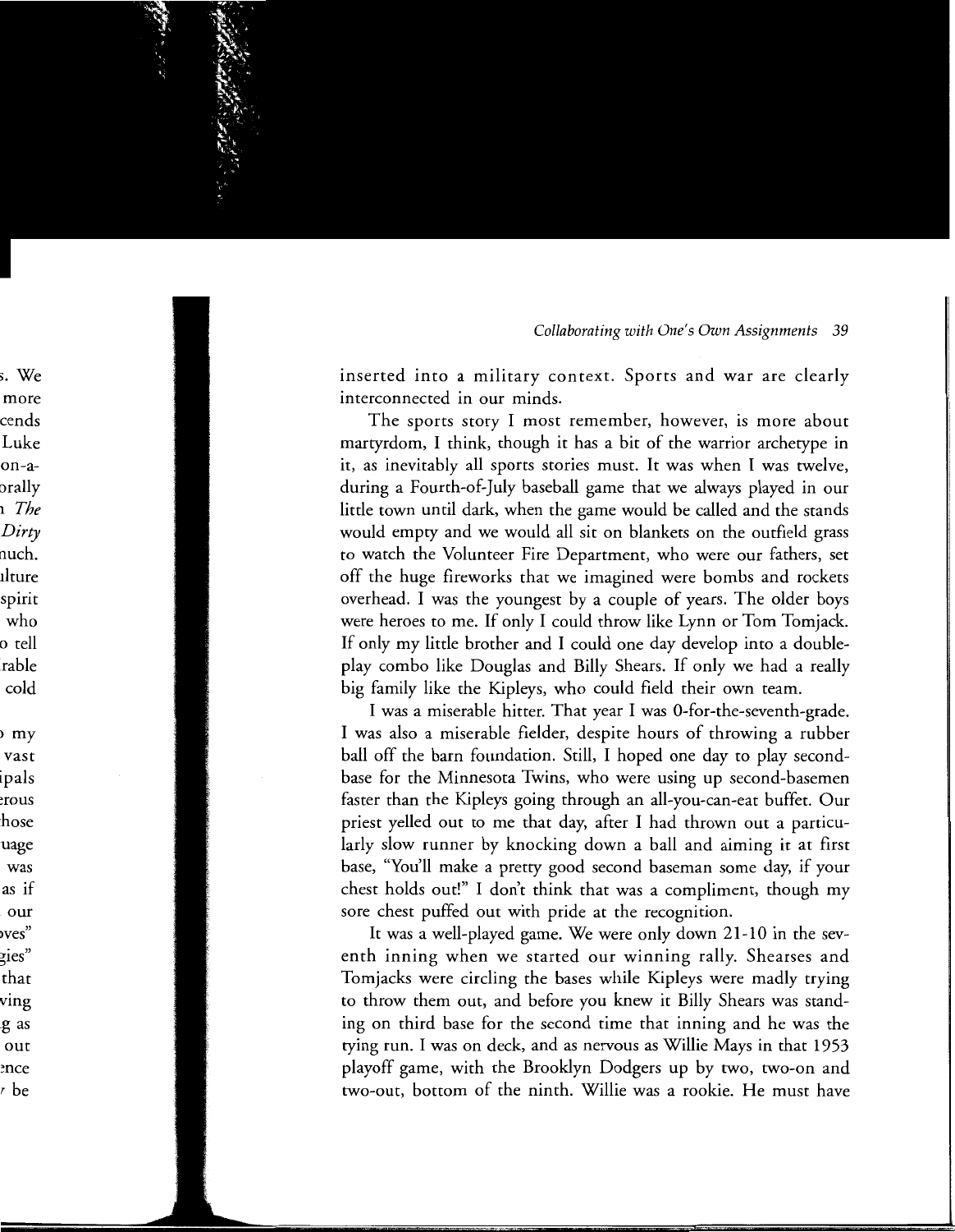inserted into a military context. Sports and war are clearly interconnected in our minds.

The sports story I most remember, however, is more about martyrdom, I think, though it has a bit of the warrior archetype in it, as inevitably all sports stories must. It was when I was twelve, during a Fourth-of-July baseball game that we always played in our little town until dark, when the game would be called and the stands would empty and we would all sit on blankets on the outfield grass to watch the Volunteer Fire Department, who were our fathers, set off the huge fireworks that we imagined were bombs and rockets overhead. I was the youngest by a couple of years. The older boys were heroes to me. If only I could throw like Lynn or Tom Tomjack. If only my little brother and I could one day develop into a double-play combo like Douglas and Billy Shears. If only we had a really big family like the Kipleys, who could field their own team.

I was a miserable hitter. That year I was 0-for-the-seventh-grade. I was also a miserable fielder, despite hours of throwing a rubber ball off the barn foundation. Still, I hoped one day to play second-base for the Minnesota Twins, who were using up second-basemen faster than the Kipleys going through an all-you-can-eat buffet. Our priest yelled out to me that day, after I had thrown out a particularly slow runner by knocking down a ball and aiming it at first base, "You'll make a pretty good second baseman some day, if your chest holds out!" I don't think that was a compliment, though my sore chest puffed out with pride at the recognition.

It was a well-played game. We were only down 21-10 in the seventh inning when we started our winning rally. Shearses and Tomjacks were circling the bases while Kipleys were madly trying to throw them out, and before you knew it Billy Shears was standing on third base for the second time that inning and he was the tying run. I was on deck, and as nervous as Willie Mays in that 1953 playoff game, with the Brooklyn Dodgers up by two, two-on and two-out, bottom of the ninth. Willie was a rookie. He must have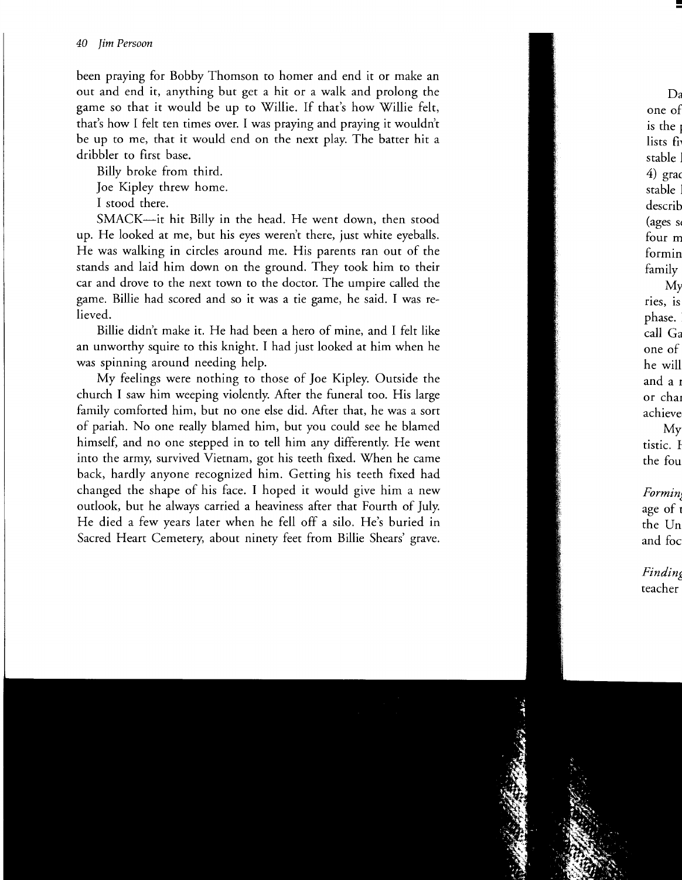been praying for Bobby Thomson to homer and end it or make an out and end it, anything but get a hit or a walk and prolong the game so that it would be up to Willie. If that's how Willie felt, that's how I felt ten times over. I was praying and praying it wouldn't be up to me, that it would end on the next play. The batter hit a dribbler to first base.

Billy broke from third.

Joe Kipley threw home.

I stood there.

SMACK—it hit Billy in the head. He went down, then stood up. He looked at me, but his eyes weren't there, just white eyeballs. He was walking in circles around me. His parents ran out of the stands and laid him down on the ground. They took him to their car and drove to the next town to the doctor. The umpire called the game. Billie had scored and so it was a tie game, he said. I was relieved.

Billie didn't make it. He had been a hero of mine, and I felt like an unworthy squire to this knight. I had just looked at him when he was spinning around needing help.

My feelings were nothing to those of Joe Kipley. Outside the church I saw him weeping violently. After the funeral too. His large family comforted him, but no one else did. After that, he was a sort of pariah. No one really blamed him, but you could see he blamed himself, and no one stepped in to tell him any differently. He went into the army, survived Vietnam, got his teeth fixed. When he came back, hardly anyone recognized him. Getting his teeth fixed had changed the shape of his face. I hoped it would give him a new outlook, but he always carried a heaviness after that Fourth of July. He died a few years later when he fell off a silo. He's buried in Sacred Heart Cemetery, about ninety feet from Billie Shears' grave.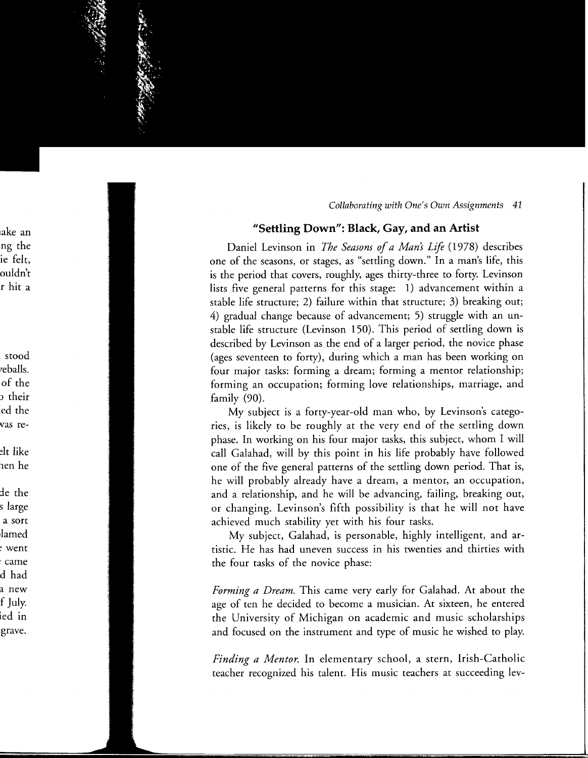## "Settling Down": Black, Gay, and an Artist

Daniel Levinson in *The Seasons of a Man's Life* (1978) describes one of the seasons, or stages, as "settling down." In a man's life, this is the period that covers, roughly, ages thirty-three to forty. Levinson lists five general patterns for this stage: 1) advancement within a stable life structure; 2) failure within that structure; 3) breaking out; 4) gradual change because of advancement; 5) struggle with an unstable life structure (Levinson 150). This period of settling down is described by Levinson as the end of a larger period, the novice phase (ages seventeen to forty), during which a man has been working on four major tasks: forming a dream; forming a mentor relationship; forming an occupation; forming love relationships, marriage, and family (90).

My subject is a forty-year-old man who, by Levinson's categories, is likely to be roughly at the very end of the settling down phase. In working on his four major tasks, this subject, whom I will call Galahad, will by this point in his life probably have followed one of the five general patterns of the settling down period. That is, he will probably already have a dream, a mentor, an occupation, and a relationship, and he will be advancing, failing, breaking out, or changing. Levinson's fifth possibility is that he will not have achieved much stability yet with his four tasks.

My subject, Galahad, is personable, highly intelligent, and artistic. He has had uneven success in his twenties and thirties with the four tasks of the novice phase:

*Forming a Dream.* This came very early for Galahad. At about the age of ten he decided to become a musician. At sixteen, he entered the University of Michigan on academic and music scholarships and focused on the instrument and type of music he wished to play.

*Finding a Mentor.* In elementary school, a stern, Irish-Catholic teacher recognized his talent. His music teachers at succeeding lev-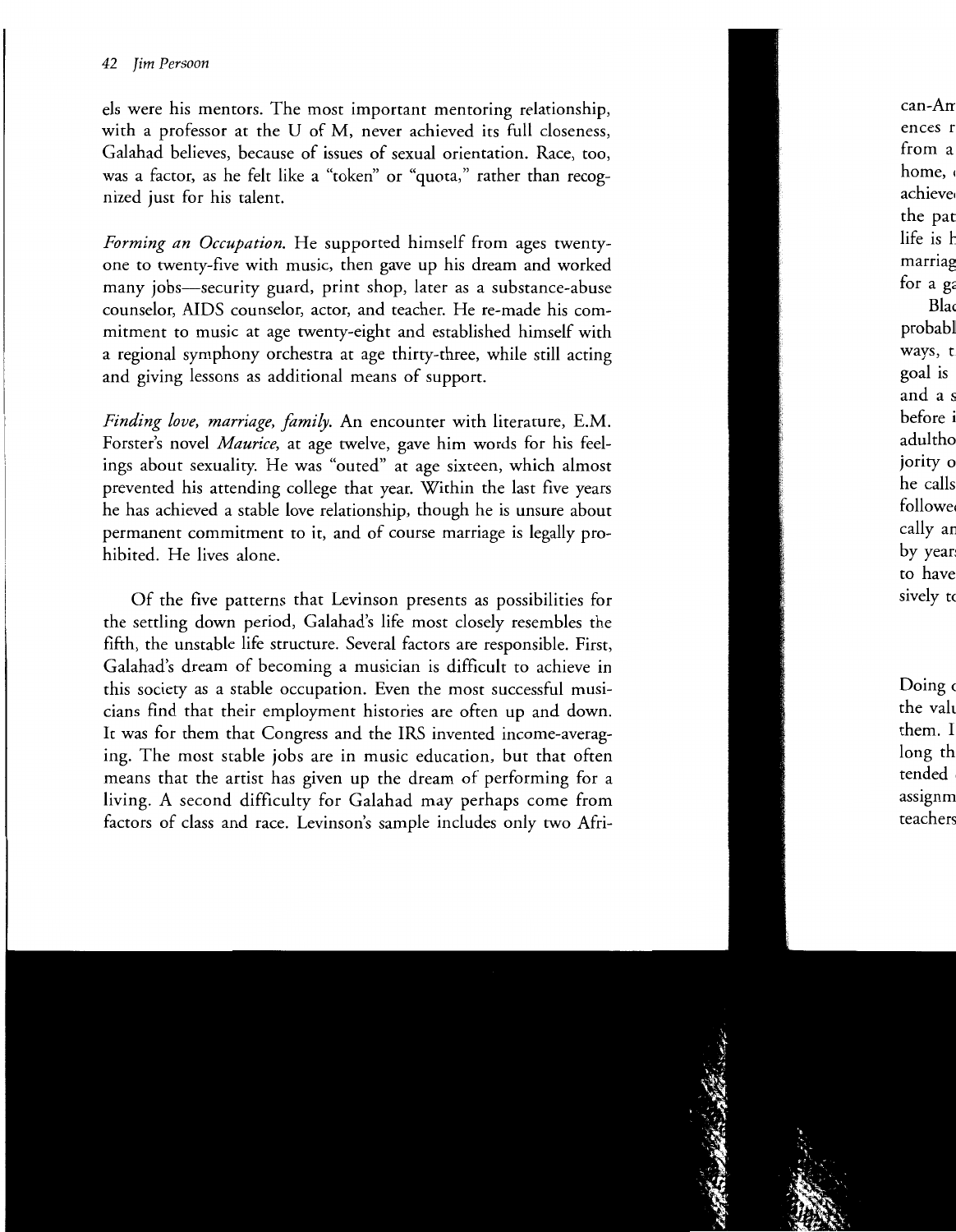els were his mentors. The most important mentoring relationship, with a professor at the U of M, never achieved its full closeness, Galahad believes, because of issues of sexual orientation. Race, too, was a factor, as he felt like a "token" or "quota," rather than recognized just for his talent.

*Forming an Occupation.* He supported himself from ages twenty-one to twenty-five with music, then gave up his dream and worked many jobs—security guard, print shop, later as a substance-abuse counselor, AIDS counselor, actor, and teacher. He re-made his commitment to music at age twenty-eight and established himself with a regional symphony orchestra at age thirty-three, while still acting and giving lessons as additional means of support.

*Finding love, marriage, family.* An encounter with literature, E.M. Forster's novel *Maurice*, at age twelve, gave him words for his feelings about sexuality. He was "outed" at age sixteen, which almost prevented his attending college that year. Within the last five years he has achieved a stable love relationship, though he is unsure about permanent commitment to it, and of course marriage is legally prohibited. He lives alone.

Of the five patterns that Levinson presents as possibilities for the settling down period, Galahad's life most closely resembles the fifth, the unstable life structure. Several factors are responsible. First, Galahad's dream of becoming a musician is difficult to achieve in this society as a stable occupation. Even the most successful musicians find that their employment histories are often up and down. It was for them that Congress and the IRS invented income-averaging. The most stable jobs are in music education, but that often means that the artist has given up the dream of performing for a living. A second difficulty for Galahad may perhaps come from factors of class and race. Levinson's sample includes only two Afri-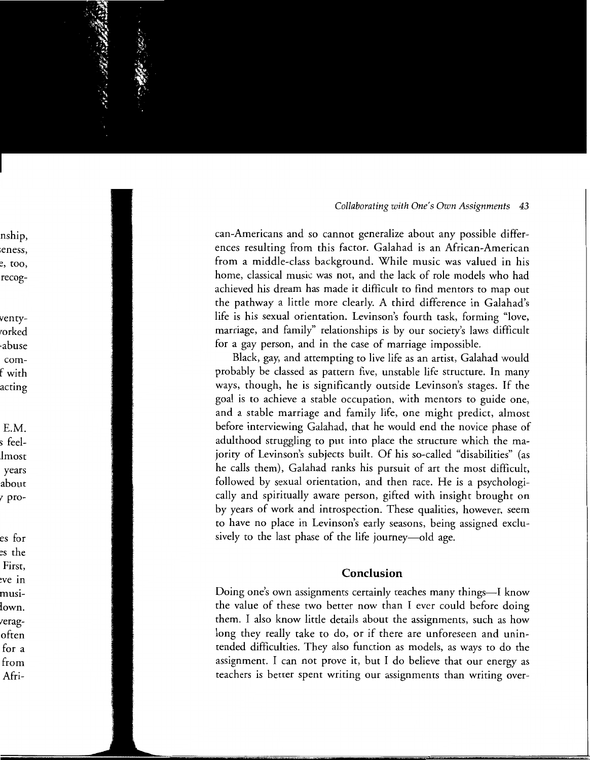can-Americans and so cannot generalize about any possible differences resulting from this factor. Galahad is an African-American from a middle-class background. While music was valued in his home, classical music was not, and the lack of role models who had achieved his dream has made it difficult to find mentors to map out the pathway a little more clearly. A third difference in Galahad's life is his sexual orientation. Levinson's fourth task, forming "love, marriage, and family" relationships is by our society's laws difficult for a gay person, and in the case of marriage impossible.

Black, gay, and attempting to live life as an artist, Galahad would probably be classed as pattern five, unstable life structure. In many ways, though, he is significantly outside Levinson's stages. If the goal is to achieve a stable occupation, with mentors to guide one, and a stable marriage and family life, one might predict, almost before interviewing Galahad, that he would end the novice phase of adulthood struggling to put into place the structure which the majority of Levinson's subjects built. Of his so-called "disabilities" (as he calls them), Galahad ranks his pursuit of art the most difficult, followed by sexual orientation, and then race. He is a psychologically and spiritually aware person, gifted with insight brought on by years of work and introspection. These qualities, however, seem to have no place in Levinson's early seasons, being assigned exclusively to the last phase of the life journey—old age.

## Conclusion

Doing one's own assignments certainly teaches many things—I know the value of these two better now than I ever could before doing them. I also know little details about the assignments, such as how long they really take to do, or if there are unforeseen and unintended difficulties. They also function as models, as ways to do the assignment. I can not prove it, but I do believe that our energy as teachers is better spent writing our assignments than writing over-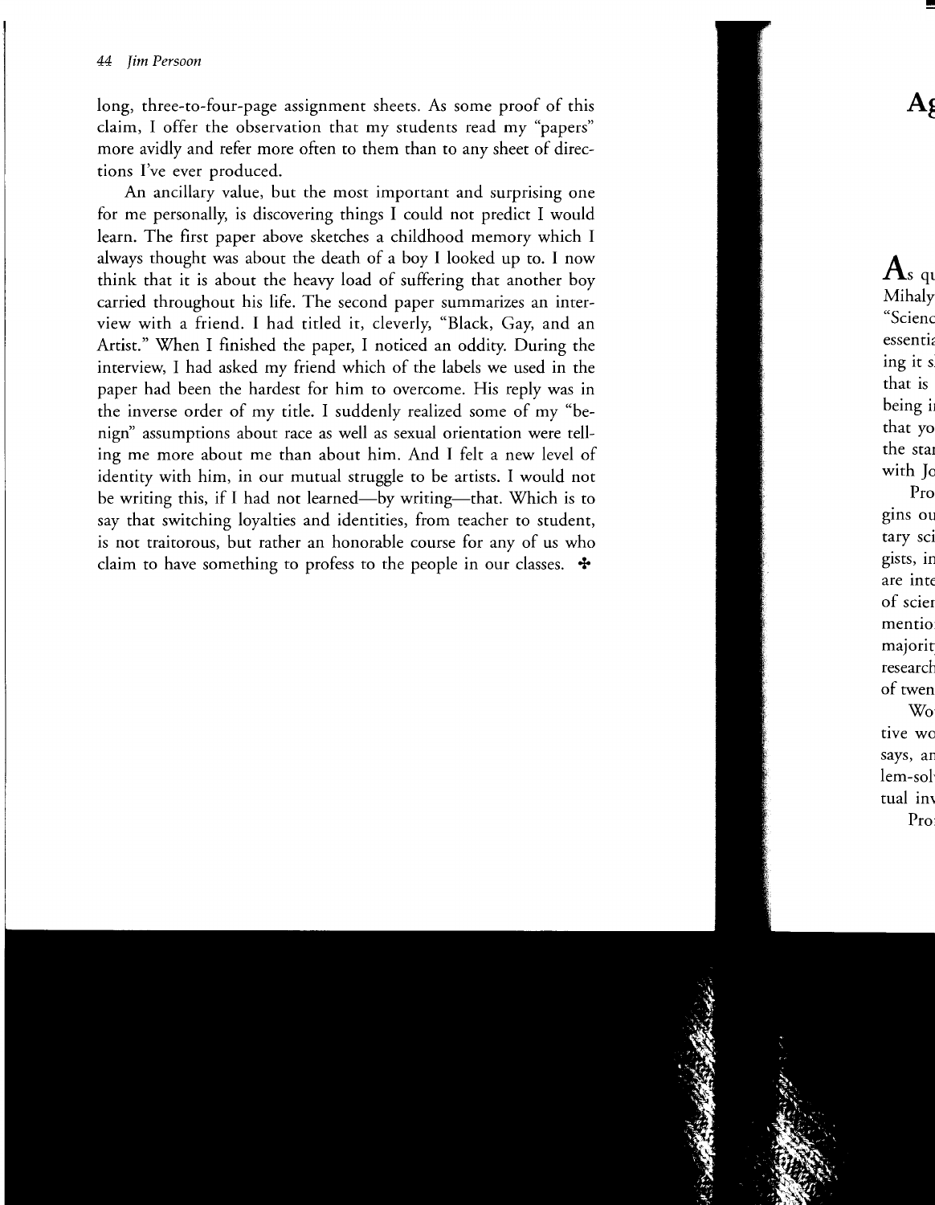long, three-to-four-page assignment sheets. As some proof of this claim, I offer the observation that my students read my "papers" more avidly and refer more often to them than to any sheet of directions I've ever produced.

An ancillary value, but the most important and surprising one for me personally, is discovering things I could not predict I would learn. The first paper above sketches a childhood memory which I always thought was about the death of a boy I looked up to. I now think that it is about the heavy load of suffering that another boy carried throughout his life. The second paper summarizes an interview with a friend. I had titled it, cleverly, "Black, Gay, and an Artist." When I finished the paper, I noticed an oddity. During the interview, I had asked my friend which of the labels we used in the paper had been the hardest for him to overcome. His reply was in the inverse order of my title. I suddenly realized some of my "benign" assumptions about race as well as sexual orientation were telling me more about me than about him. And I felt a new level of identity with him, in our mutual struggle to be artists. I would not be writing this, if I had not learned—by writing—that. Which is to say that switching loyalties and identities, from teacher to student, is not traitorous, but rather an honorable course for any of us who claim to have something to profess to the people in our classes. ✣